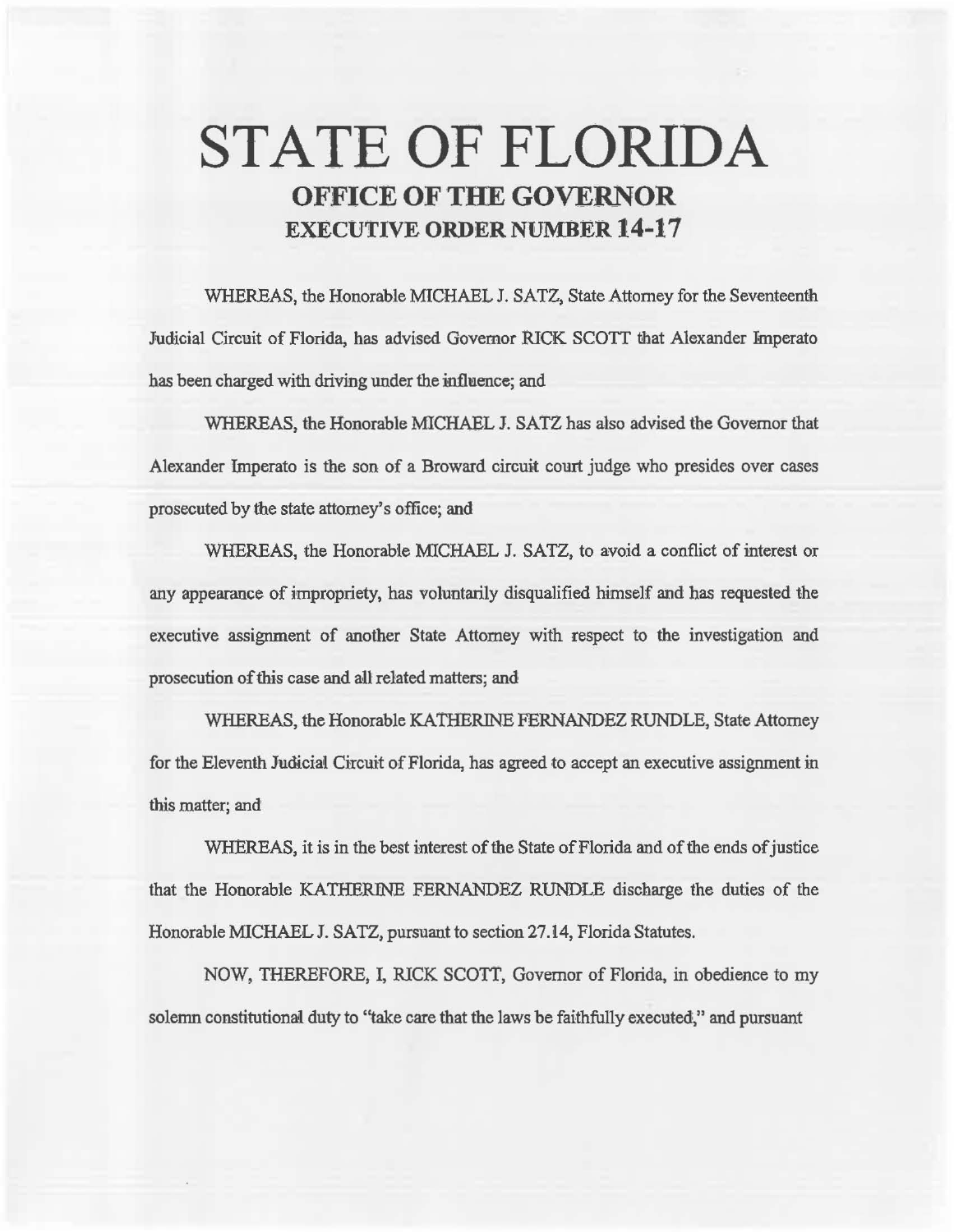# STATE OF FLORIDA
## OFFICE OF THE GOVERNOR
## EXECUTIVE ORDER NUMBER 14-17

WHEREAS, the Honorable MICHAEL J. SATZ, State Attorney for the Seventeenth Judicial Circuit of Florida, has advised Governor RICK SCOTT that Alexander Imperato has been charged with driving under the influence; and

WHEREAS, the Honorable MICHAEL J. SATZ has also advised the Governor that Alexander Imperato is the son of a Broward circuit court judge who presides over cases prosecuted by the state attorney's office; and

WHEREAS, the Honorable MICHAEL J. SATZ, to avoid a conflict of interest or any appearance of impropriety, has voluntarily disqualified himself and has requested the executive assignment of another State Attorney with respect to the investigation and prosecution of this case and all related matters; and

WHEREAS, the Honorable KATHERINE FERNANDEZ RUNDLE, State Attorney for the Eleventh Judicial Circuit of Florida, has agreed to accept an executive assignment in this matter; and

WHEREAS, it is in the best interest of the State of Florida and of the ends of justice that the Honorable KATHERINE FERNANDEZ RUNDLE discharge the duties of the Honorable MICHAEL J. SATZ, pursuant to section 27.14, Florida Statutes.

NOW, THEREFORE, I, RICK SCOTT, Governor of Florida, in obedience to my solemn constitutional duty to "take care that the laws be faithfully executed," and pursuant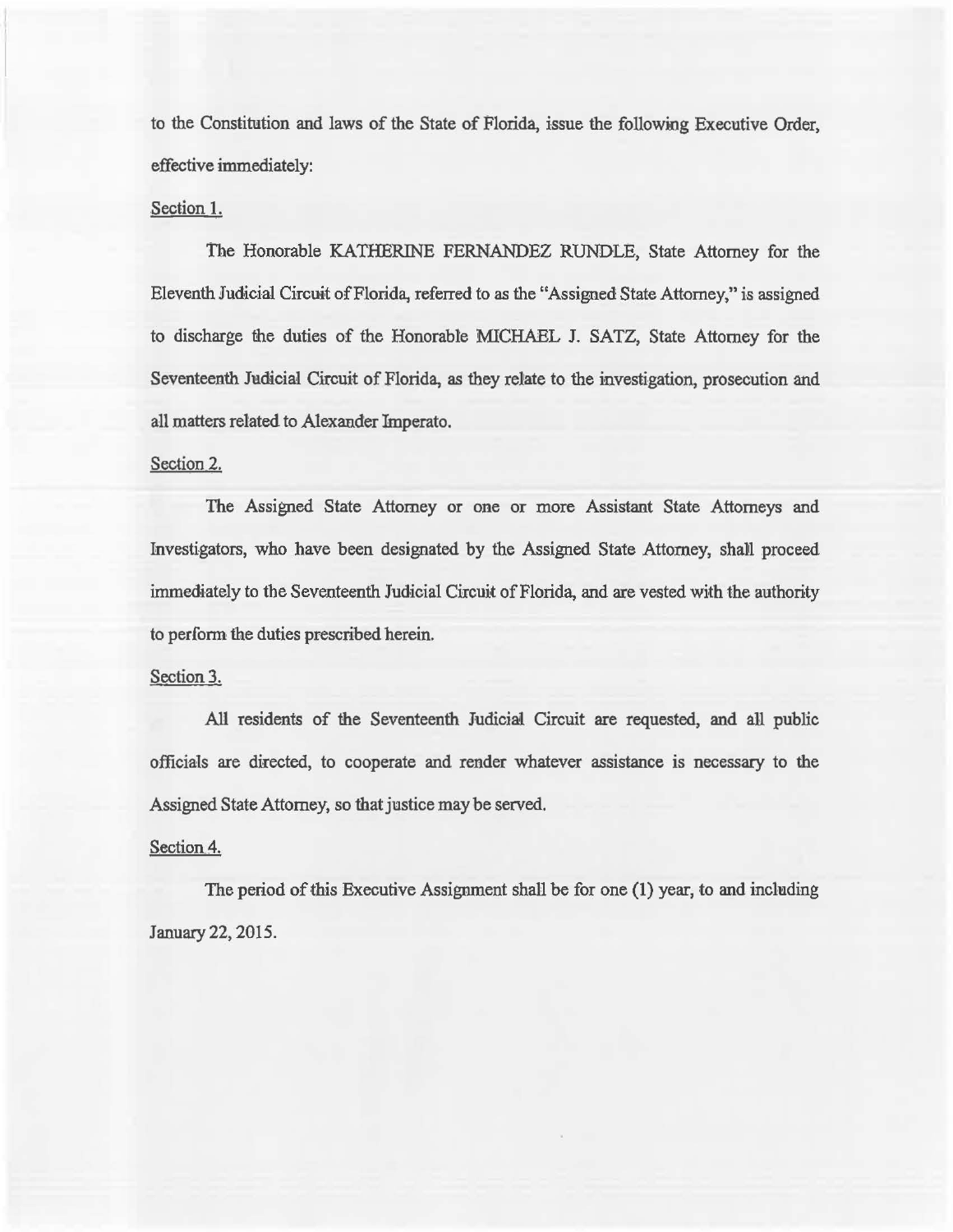to the Constitution and laws of the State of Florida, issue the following Executive Order, effective immediately:

Section 1.

The Honorable KATHERINE FERNANDEZ RUNDLE, State Attorney for the Eleventh Judicial Circuit of Florida, referred to as the "Assigned State Attorney," is assigned to discharge the duties of the Honorable MICHAEL J. SATZ, State Attorney for the Seventeenth Judicial Circuit of Florida, as they relate to the investigation, prosecution and all matters related to Alexander Imperato.

Section 2.

The Assigned State Attorney or one or more Assistant State Attorneys and Investigators, who have been designated by the Assigned State Attorney, shall proceed immediately to the Seventeenth Judicial Circuit of Florida, and are vested with the authority to perform the duties prescribed herein.

Section 3.

All residents of the Seventeenth Judicial Circuit are requested, and all public officials are directed, to cooperate and render whatever assistance is necessary to the Assigned State Attorney, so that justice may be served.

Section 4.

The period of this Executive Assignment shall be for one (1) year, to and including January 22, 2015.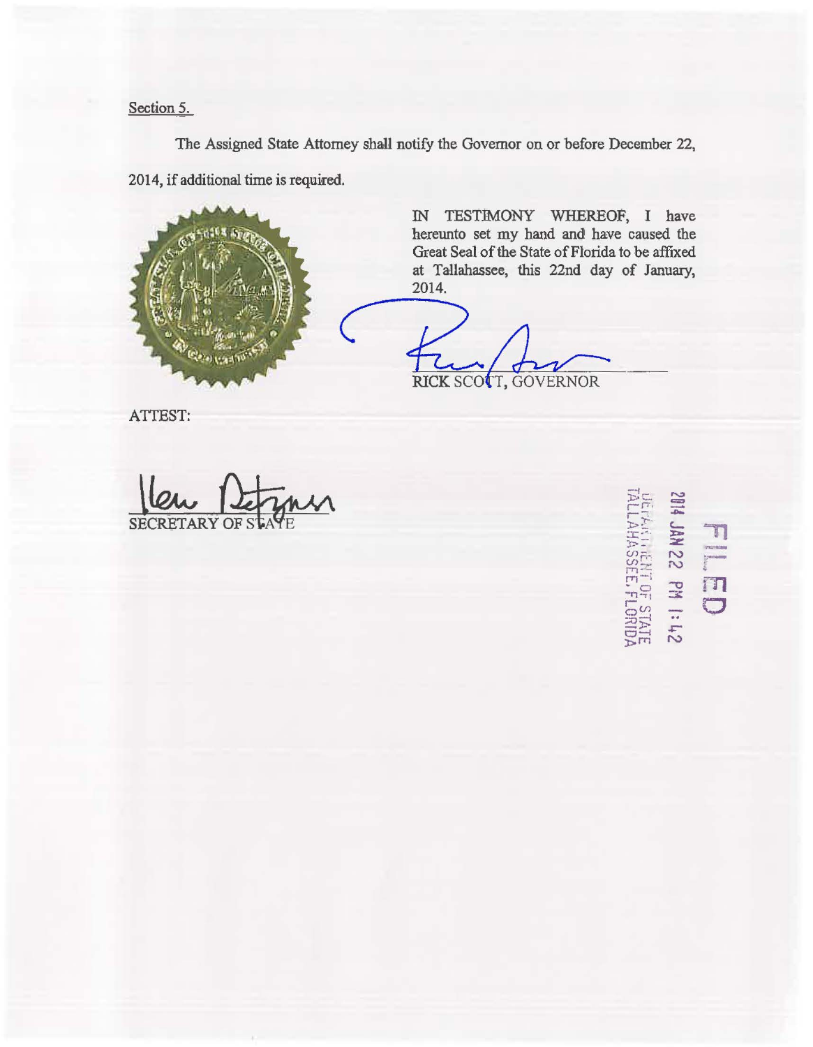Section 5.

The Assigned State Attorney shall notify the Governor on or before December 22, 2014, if additional time is required.

IN TESTIMONY WHEREOF, I have hereunto set my hand and have caused the Great Seal of the State of Florida to be affixed at Tallahassee, this 22nd day of January, 2014.

RICK SCOTT, GOVERNOR

ATTEST:

SECRETARY OF STATE

FILED

2014 JAN 22 PM 1:42

DEPARTMENT OF STATE
TALLAHASSEE, FLORIDA